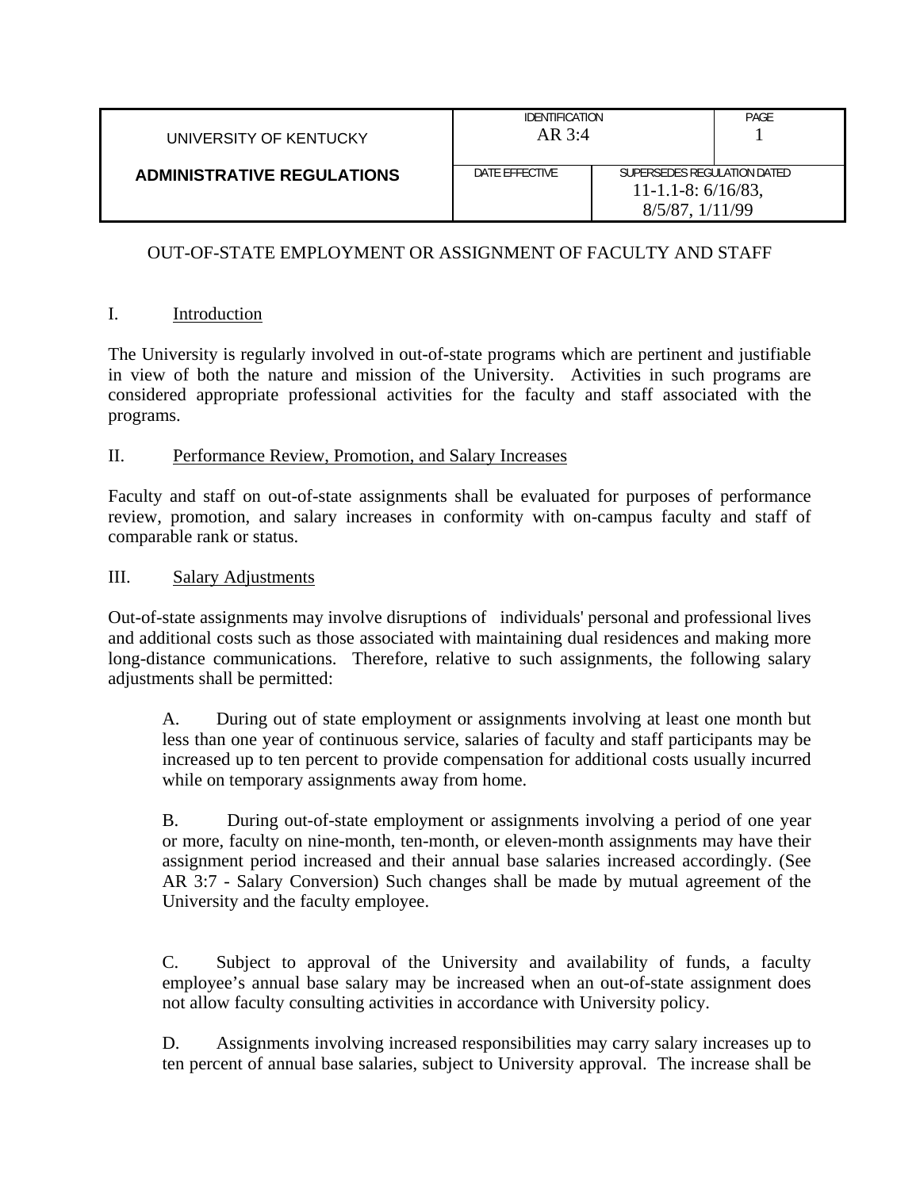| UNIVERSITY OF KENTUCKY | IDENTIFICATION AR 3:4 | | PAGE 1 |
| --- | --- | --- | --- |
| **ADMINISTRATIVE REGULATIONS** | DATE EFFECTIVE | SUPERSEDES REGULATION DATED 11-1.1-8: 6/16/83, 8/5/87, 1/11/99 | |

OUT-OF-STATE EMPLOYMENT OR ASSIGNMENT OF FACULTY AND STAFF

## I. Introduction

The University is regularly involved in out-of-state programs which are pertinent and justifiable in view of both the nature and mission of the University. Activities in such programs are considered appropriate professional activities for the faculty and staff associated with the programs.

## II. Performance Review, Promotion, and Salary Increases

Faculty and staff on out-of-state assignments shall be evaluated for purposes of performance review, promotion, and salary increases in conformity with on-campus faculty and staff of comparable rank or status.

## III. Salary Adjustments

Out-of-state assignments may involve disruptions of individuals' personal and professional lives and additional costs such as those associated with maintaining dual residences and making more long-distance communications. Therefore, relative to such assignments, the following salary adjustments shall be permitted:

A. During out of state employment or assignments involving at least one month but less than one year of continuous service, salaries of faculty and staff participants may be increased up to ten percent to provide compensation for additional costs usually incurred while on temporary assignments away from home.

B. During out-of-state employment or assignments involving a period of one year or more, faculty on nine-month, ten-month, or eleven-month assignments may have their assignment period increased and their annual base salaries increased accordingly. (See AR 3:7 - Salary Conversion) Such changes shall be made by mutual agreement of the University and the faculty employee.

C. Subject to approval of the University and availability of funds, a faculty employee's annual base salary may be increased when an out-of-state assignment does not allow faculty consulting activities in accordance with University policy.

D. Assignments involving increased responsibilities may carry salary increases up to ten percent of annual base salaries, subject to University approval. The increase shall be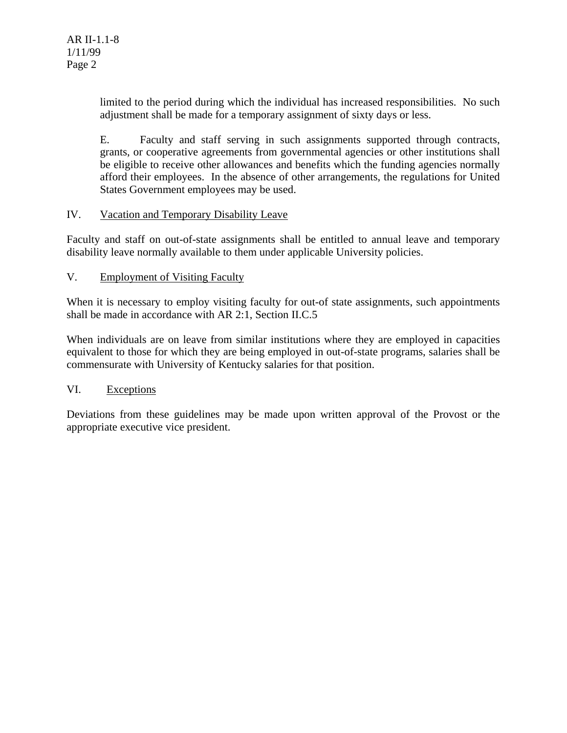limited to the period during which the individual has increased responsibilities. No such adjustment shall be made for a temporary assignment of sixty days or less.

E. Faculty and staff serving in such assignments supported through contracts, grants, or cooperative agreements from governmental agencies or other institutions shall be eligible to receive other allowances and benefits which the funding agencies normally afford their employees. In the absence of other arrangements, the regulations for United States Government employees may be used.

## IV. Vacation and Temporary Disability Leave

Faculty and staff on out-of-state assignments shall be entitled to annual leave and temporary disability leave normally available to them under applicable University policies.

## V. Employment of Visiting Faculty

When it is necessary to employ visiting faculty for out-of state assignments, such appointments shall be made in accordance with AR 2:1, Section II.C.5

When individuals are on leave from similar institutions where they are employed in capacities equivalent to those for which they are being employed in out-of-state programs, salaries shall be commensurate with University of Kentucky salaries for that position.

## VI. Exceptions

Deviations from these guidelines may be made upon written approval of the Provost or the appropriate executive vice president.